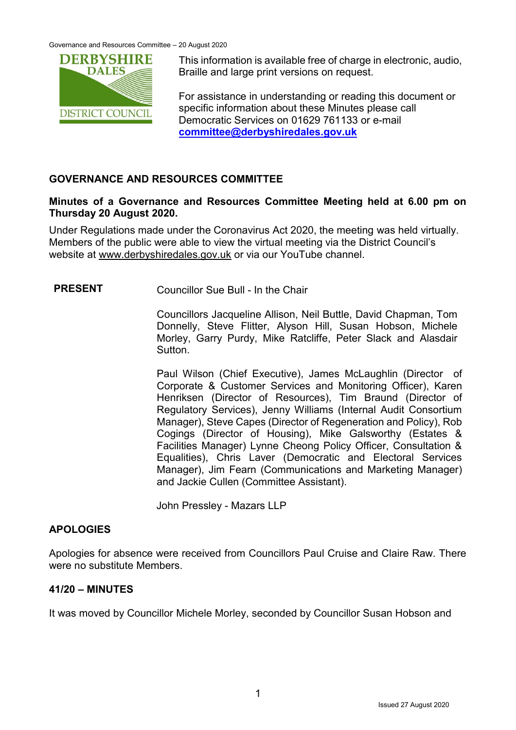This information is available free of charge in electronic, audio, Braille and large print versions on request.

For assistance in understanding or reading this document or specific information about these Minutes please call Democratic Services on 01629 761133 or e-mail **committee@derbyshiredales.gov.uk**

## GOVERNANCE AND RESOURCES COMMITTEE

**Minutes of a Governance and Resources Committee Meeting held at 6.00 pm on Thursday 20 August 2020.**

Under Regulations made under the Coronavirus Act 2020, the meeting was held virtually. Members of the public were able to view the virtual meeting via the District Council's website at www.derbyshiredales.gov.uk or via our YouTube channel.

**PRESENT**

Councillor Sue Bull - In the Chair

Councillors Jacqueline Allison, Neil Buttle, David Chapman, Tom Donnelly, Steve Flitter, Alyson Hill, Susan Hobson, Michele Morley, Garry Purdy, Mike Ratcliffe, Peter Slack and Alasdair Sutton.

Paul Wilson (Chief Executive), James McLaughlin (Director of Corporate & Customer Services and Monitoring Officer), Karen Henriksen (Director of Resources), Tim Braund (Director of Regulatory Services), Jenny Williams (Internal Audit Consortium Manager), Steve Capes (Director of Regeneration and Policy), Rob Cogings (Director of Housing), Mike Galsworthy (Estates & Facilities Manager) Lynne Cheong Policy Officer, Consultation & Equalities), Chris Laver (Democratic and Electoral Services Manager), Jim Fearn (Communications and Marketing Manager) and Jackie Cullen (Committee Assistant).

John Pressley - Mazars LLP

### APOLOGIES

Apologies for absence were received from Councillors Paul Cruise and Claire Raw. There were no substitute Members.

### 41/20 – MINUTES

It was moved by Councillor Michele Morley, seconded by Councillor Susan Hobson and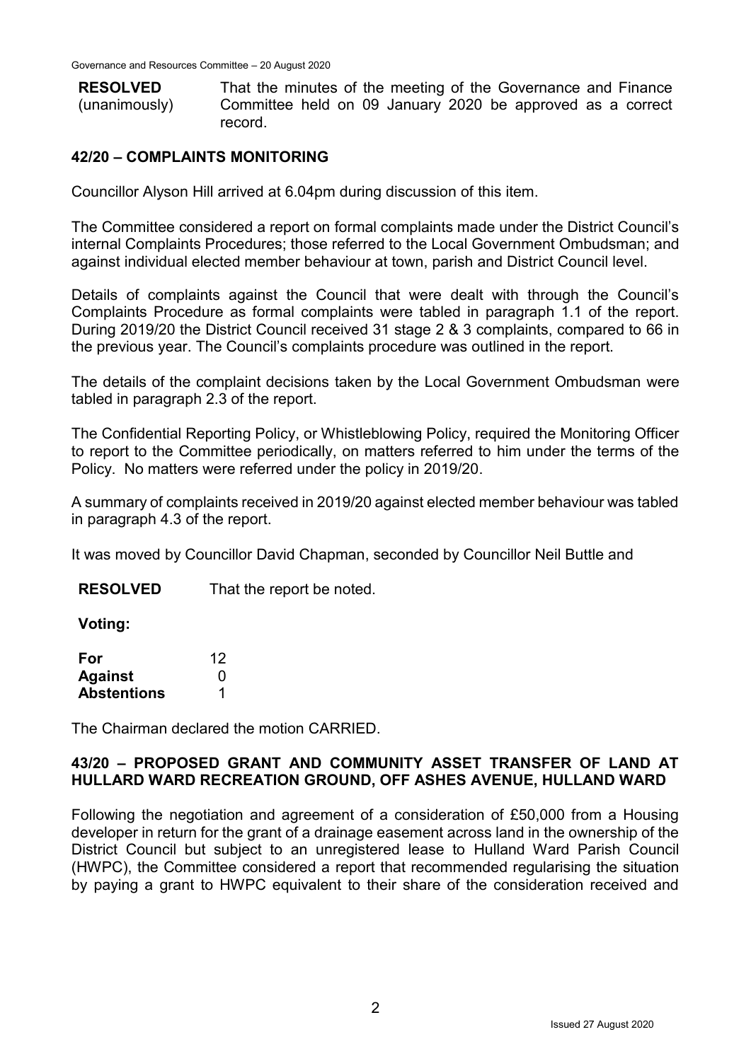| **RESOLVED** (unanimously) | That the minutes of the meeting of the Governance and Finance Committee held on 09 January 2020 be approved as a correct record. |
| --- | --- |

## 42/20 – COMPLAINTS MONITORING

Councillor Alyson Hill arrived at 6.04pm during discussion of this item.

The Committee considered a report on formal complaints made under the District Council's internal Complaints Procedures; those referred to the Local Government Ombudsman; and against individual elected member behaviour at town, parish and District Council level.

Details of complaints against the Council that were dealt with through the Council's Complaints Procedure as formal complaints were tabled in paragraph 1.1 of the report. During 2019/20 the District Council received 31 stage 2 & 3 complaints, compared to 66 in the previous year. The Council's complaints procedure was outlined in the report.

The details of the complaint decisions taken by the Local Government Ombudsman were tabled in paragraph 2.3 of the report.

The Confidential Reporting Policy, or Whistleblowing Policy, required the Monitoring Officer to report to the Committee periodically, on matters referred to him under the terms of the Policy. No matters were referred under the policy in 2019/20.

A summary of complaints received in 2019/20 against elected member behaviour was tabled in paragraph 4.3 of the report.

It was moved by Councillor David Chapman, seconded by Councillor Neil Buttle and

**RESOLVED** That the report be noted.

**Voting:**

| | |
| --- | --- |
| **For** | 12 |
| **Against** | 0 |
| **Abstentions** | 1 |

The Chairman declared the motion CARRIED.

## 43/20 – PROPOSED GRANT AND COMMUNITY ASSET TRANSFER OF LAND AT HULLARD WARD RECREATION GROUND, OFF ASHES AVENUE, HULLAND WARD

Following the negotiation and agreement of a consideration of £50,000 from a Housing developer in return for the grant of a drainage easement across land in the ownership of the District Council but subject to an unregistered lease to Hulland Ward Parish Council (HWPC), the Committee considered a report that recommended regularising the situation by paying a grant to HWPC equivalent to their share of the consideration received and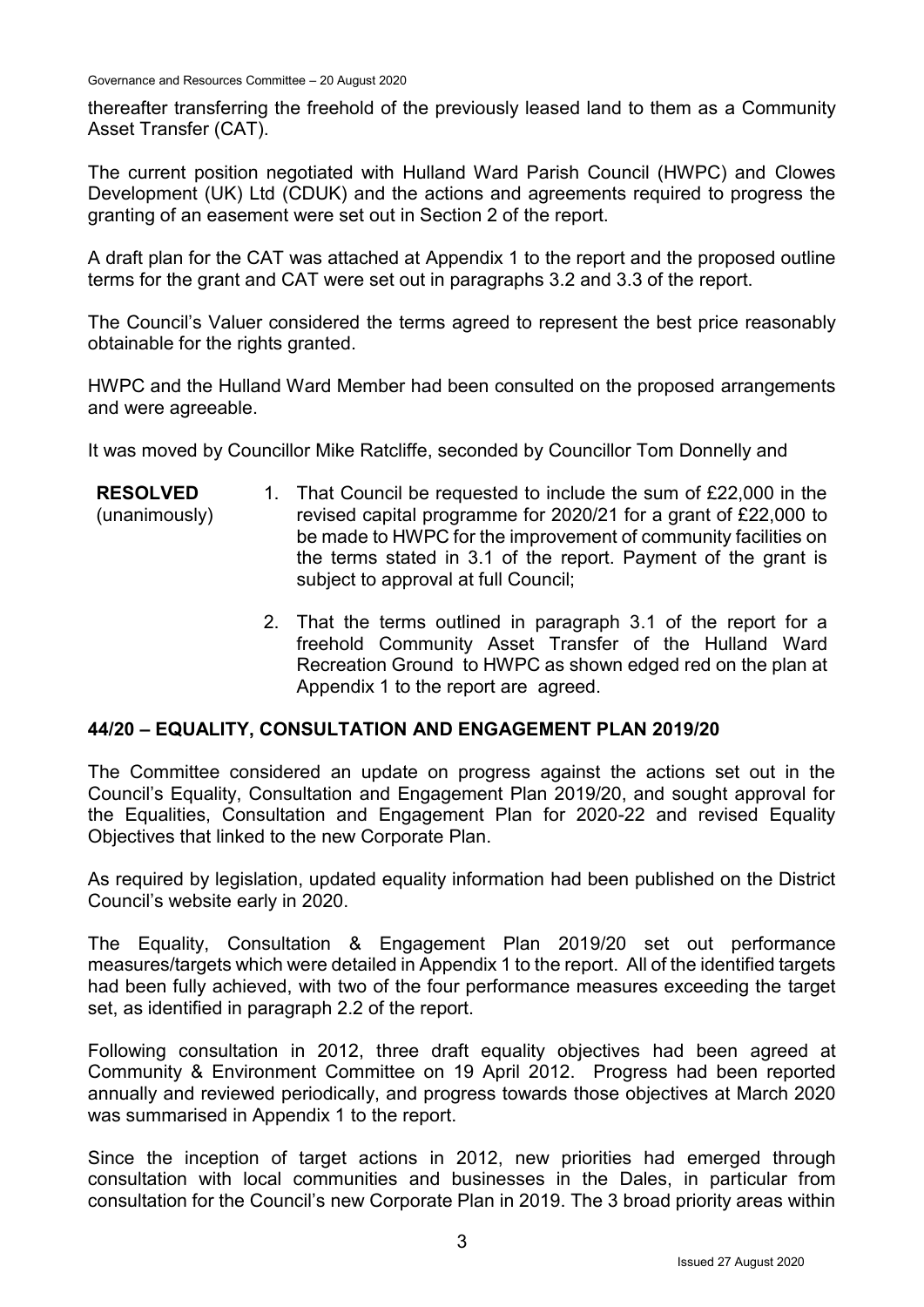thereafter transferring the freehold of the previously leased land to them as a Community Asset Transfer (CAT).

The current position negotiated with Hulland Ward Parish Council (HWPC) and Clowes Development (UK) Ltd (CDUK) and the actions and agreements required to progress the granting of an easement were set out in Section 2 of the report.

A draft plan for the CAT was attached at Appendix 1 to the report and the proposed outline terms for the grant and CAT were set out in paragraphs 3.2 and 3.3 of the report.

The Council's Valuer considered the terms agreed to represent the best price reasonably obtainable for the rights granted.

HWPC and the Hulland Ward Member had been consulted on the proposed arrangements and were agreeable.

It was moved by Councillor Mike Ratcliffe, seconded by Councillor Tom Donnelly and

**RESOLVED** (unanimously)

1. That Council be requested to include the sum of £22,000 in the revised capital programme for 2020/21 for a grant of £22,000 to be made to HWPC for the improvement of community facilities on the terms stated in 3.1 of the report. Payment of the grant is subject to approval at full Council;

2. That the terms outlined in paragraph 3.1 of the report for a freehold Community Asset Transfer of the Hulland Ward Recreation Ground to HWPC as shown edged red on the plan at Appendix 1 to the report are agreed.

## 44/20 – EQUALITY, CONSULTATION AND ENGAGEMENT PLAN 2019/20

The Committee considered an update on progress against the actions set out in the Council's Equality, Consultation and Engagement Plan 2019/20, and sought approval for the Equalities, Consultation and Engagement Plan for 2020-22 and revised Equality Objectives that linked to the new Corporate Plan.

As required by legislation, updated equality information had been published on the District Council's website early in 2020.

The Equality, Consultation & Engagement Plan 2019/20 set out performance measures/targets which were detailed in Appendix 1 to the report. All of the identified targets had been fully achieved, with two of the four performance measures exceeding the target set, as identified in paragraph 2.2 of the report.

Following consultation in 2012, three draft equality objectives had been agreed at Community & Environment Committee on 19 April 2012. Progress had been reported annually and reviewed periodically, and progress towards those objectives at March 2020 was summarised in Appendix 1 to the report.

Since the inception of target actions in 2012, new priorities had emerged through consultation with local communities and businesses in the Dales, in particular from consultation for the Council's new Corporate Plan in 2019. The 3 broad priority areas within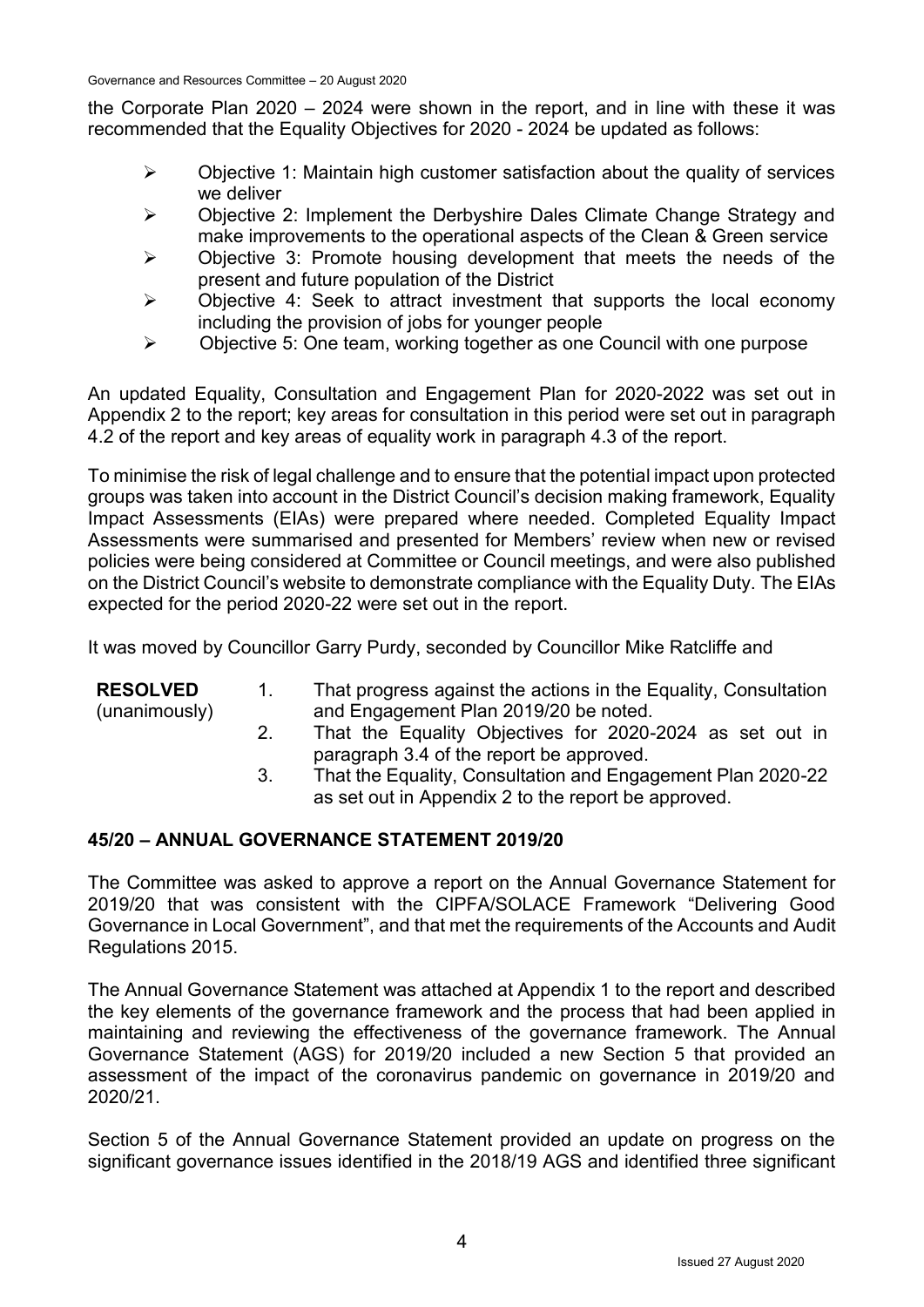the Corporate Plan 2020 – 2024 were shown in the report, and in line with these it was recommended that the Equality Objectives for 2020 - 2024 be updated as follows:

- Objective 1: Maintain high customer satisfaction about the quality of services we deliver
- Objective 2: Implement the Derbyshire Dales Climate Change Strategy and make improvements to the operational aspects of the Clean & Green service
- Objective 3: Promote housing development that meets the needs of the present and future population of the District
- Objective 4: Seek to attract investment that supports the local economy including the provision of jobs for younger people
- Objective 5: One team, working together as one Council with one purpose

An updated Equality, Consultation and Engagement Plan for 2020-2022 was set out in Appendix 2 to the report; key areas for consultation in this period were set out in paragraph 4.2 of the report and key areas of equality work in paragraph 4.3 of the report.

To minimise the risk of legal challenge and to ensure that the potential impact upon protected groups was taken into account in the District Council's decision making framework, Equality Impact Assessments (EIAs) were prepared where needed. Completed Equality Impact Assessments were summarised and presented for Members' review when new or revised policies were being considered at Committee or Council meetings, and were also published on the District Council's website to demonstrate compliance with the Equality Duty. The EIAs expected for the period 2020-22 were set out in the report.

It was moved by Councillor Garry Purdy, seconded by Councillor Mike Ratcliffe and

**RESOLVED** (unanimously)

1. That progress against the actions in the Equality, Consultation and Engagement Plan 2019/20 be noted.
2. That the Equality Objectives for 2020-2024 as set out in paragraph 3.4 of the report be approved.
3. That the Equality, Consultation and Engagement Plan 2020-22 as set out in Appendix 2 to the report be approved.

## 45/20 – ANNUAL GOVERNANCE STATEMENT 2019/20

The Committee was asked to approve a report on the Annual Governance Statement for 2019/20 that was consistent with the CIPFA/SOLACE Framework "Delivering Good Governance in Local Government", and that met the requirements of the Accounts and Audit Regulations 2015.

The Annual Governance Statement was attached at Appendix 1 to the report and described the key elements of the governance framework and the process that had been applied in maintaining and reviewing the effectiveness of the governance framework. The Annual Governance Statement (AGS) for 2019/20 included a new Section 5 that provided an assessment of the impact of the coronavirus pandemic on governance in 2019/20 and 2020/21.

Section 5 of the Annual Governance Statement provided an update on progress on the significant governance issues identified in the 2018/19 AGS and identified three significant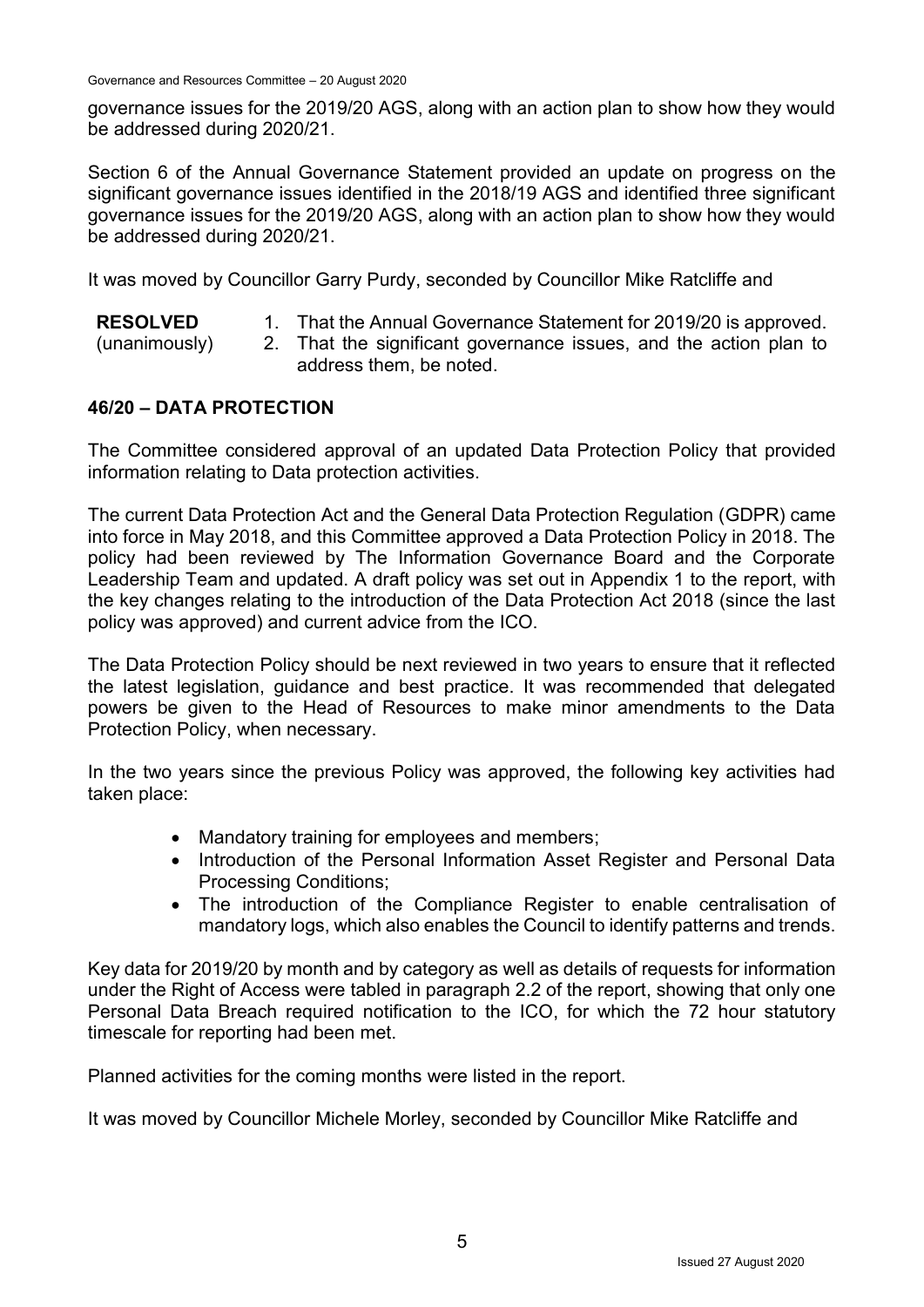governance issues for the 2019/20 AGS, along with an action plan to show how they would be addressed during 2020/21.

Section 6 of the Annual Governance Statement provided an update on progress on the significant governance issues identified in the 2018/19 AGS and identified three significant governance issues for the 2019/20 AGS, along with an action plan to show how they would be addressed during 2020/21.

It was moved by Councillor Garry Purdy, seconded by Councillor Mike Ratcliffe and

**RESOLVED** (unanimously)

1. That the Annual Governance Statement for 2019/20 is approved.
2. That the significant governance issues, and the action plan to address them, be noted.

## 46/20 – DATA PROTECTION

The Committee considered approval of an updated Data Protection Policy that provided information relating to Data protection activities.

The current Data Protection Act and the General Data Protection Regulation (GDPR) came into force in May 2018, and this Committee approved a Data Protection Policy in 2018. The policy had been reviewed by The Information Governance Board and the Corporate Leadership Team and updated. A draft policy was set out in Appendix 1 to the report, with the key changes relating to the introduction of the Data Protection Act 2018 (since the last policy was approved) and current advice from the ICO.

The Data Protection Policy should be next reviewed in two years to ensure that it reflected the latest legislation, guidance and best practice. It was recommended that delegated powers be given to the Head of Resources to make minor amendments to the Data Protection Policy, when necessary.

In the two years since the previous Policy was approved, the following key activities had taken place:

- Mandatory training for employees and members;
- Introduction of the Personal Information Asset Register and Personal Data Processing Conditions;
- The introduction of the Compliance Register to enable centralisation of mandatory logs, which also enables the Council to identify patterns and trends.

Key data for 2019/20 by month and by category as well as details of requests for information under the Right of Access were tabled in paragraph 2.2 of the report, showing that only one Personal Data Breach required notification to the ICO, for which the 72 hour statutory timescale for reporting had been met.

Planned activities for the coming months were listed in the report.

It was moved by Councillor Michele Morley, seconded by Councillor Mike Ratcliffe and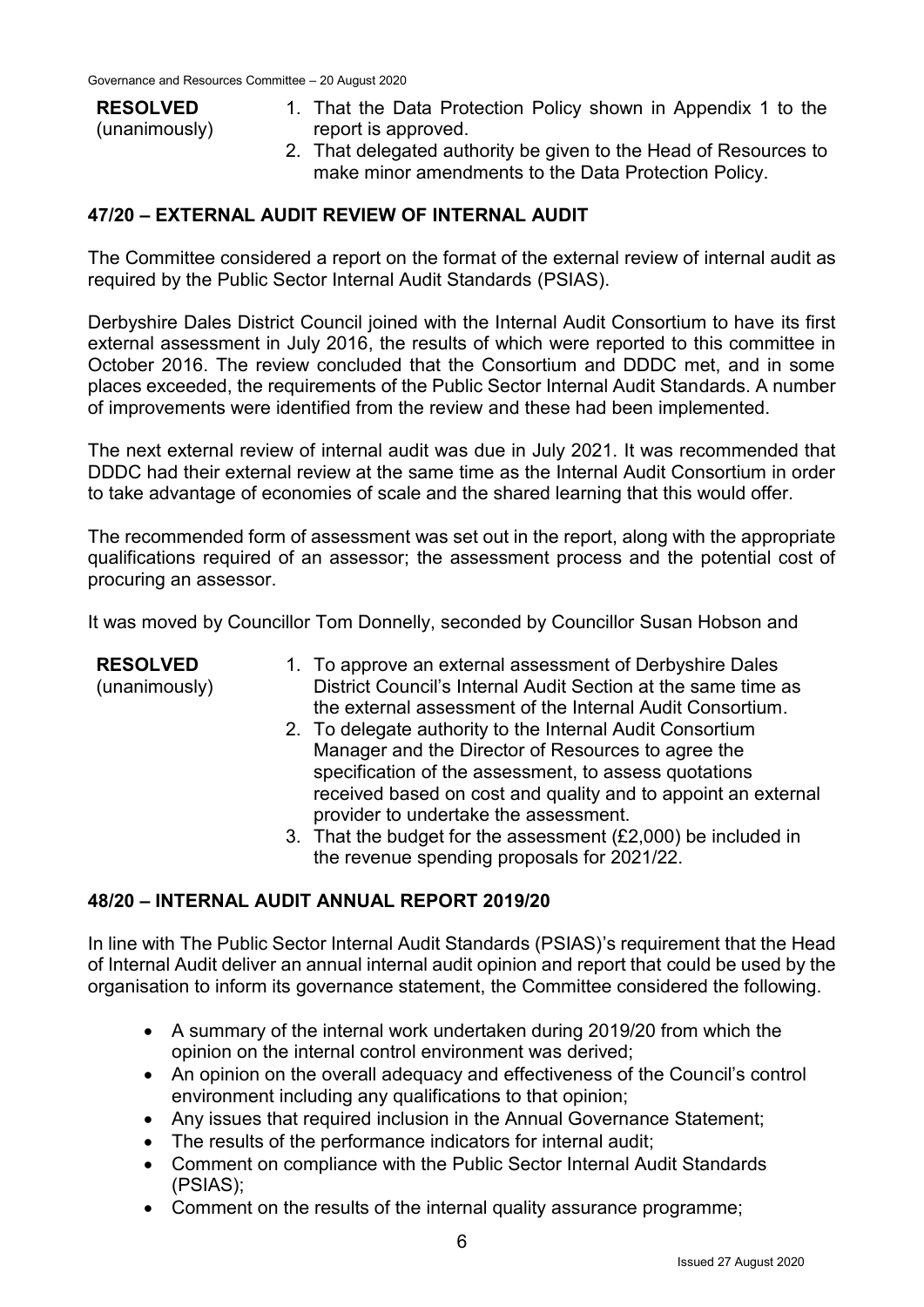**RESOLVED** (unanimously)

1. That the Data Protection Policy shown in Appendix 1 to the report is approved.
2. That delegated authority be given to the Head of Resources to make minor amendments to the Data Protection Policy.

## 47/20 – EXTERNAL AUDIT REVIEW OF INTERNAL AUDIT

The Committee considered a report on the format of the external review of internal audit as required by the Public Sector Internal Audit Standards (PSIAS).

Derbyshire Dales District Council joined with the Internal Audit Consortium to have its first external assessment in July 2016, the results of which were reported to this committee in October 2016. The review concluded that the Consortium and DDDC met, and in some places exceeded, the requirements of the Public Sector Internal Audit Standards. A number of improvements were identified from the review and these had been implemented.

The next external review of internal audit was due in July 2021. It was recommended that DDDC had their external review at the same time as the Internal Audit Consortium in order to take advantage of economies of scale and the shared learning that this would offer.

The recommended form of assessment was set out in the report, along with the appropriate qualifications required of an assessor; the assessment process and the potential cost of procuring an assessor.

It was moved by Councillor Tom Donnelly, seconded by Councillor Susan Hobson and

**RESOLVED** (unanimously)

1. To approve an external assessment of Derbyshire Dales District Council's Internal Audit Section at the same time as the external assessment of the Internal Audit Consortium.
2. To delegate authority to the Internal Audit Consortium Manager and the Director of Resources to agree the specification of the assessment, to assess quotations received based on cost and quality and to appoint an external provider to undertake the assessment.
3. That the budget for the assessment (£2,000) be included in the revenue spending proposals for 2021/22.

## 48/20 – INTERNAL AUDIT ANNUAL REPORT 2019/20

In line with The Public Sector Internal Audit Standards (PSIAS)'s requirement that the Head of Internal Audit deliver an annual internal audit opinion and report that could be used by the organisation to inform its governance statement, the Committee considered the following.

- A summary of the internal work undertaken during 2019/20 from which the opinion on the internal control environment was derived;
- An opinion on the overall adequacy and effectiveness of the Council's control environment including any qualifications to that opinion;
- Any issues that required inclusion in the Annual Governance Statement;
- The results of the performance indicators for internal audit;
- Comment on compliance with the Public Sector Internal Audit Standards (PSIAS);
- Comment on the results of the internal quality assurance programme;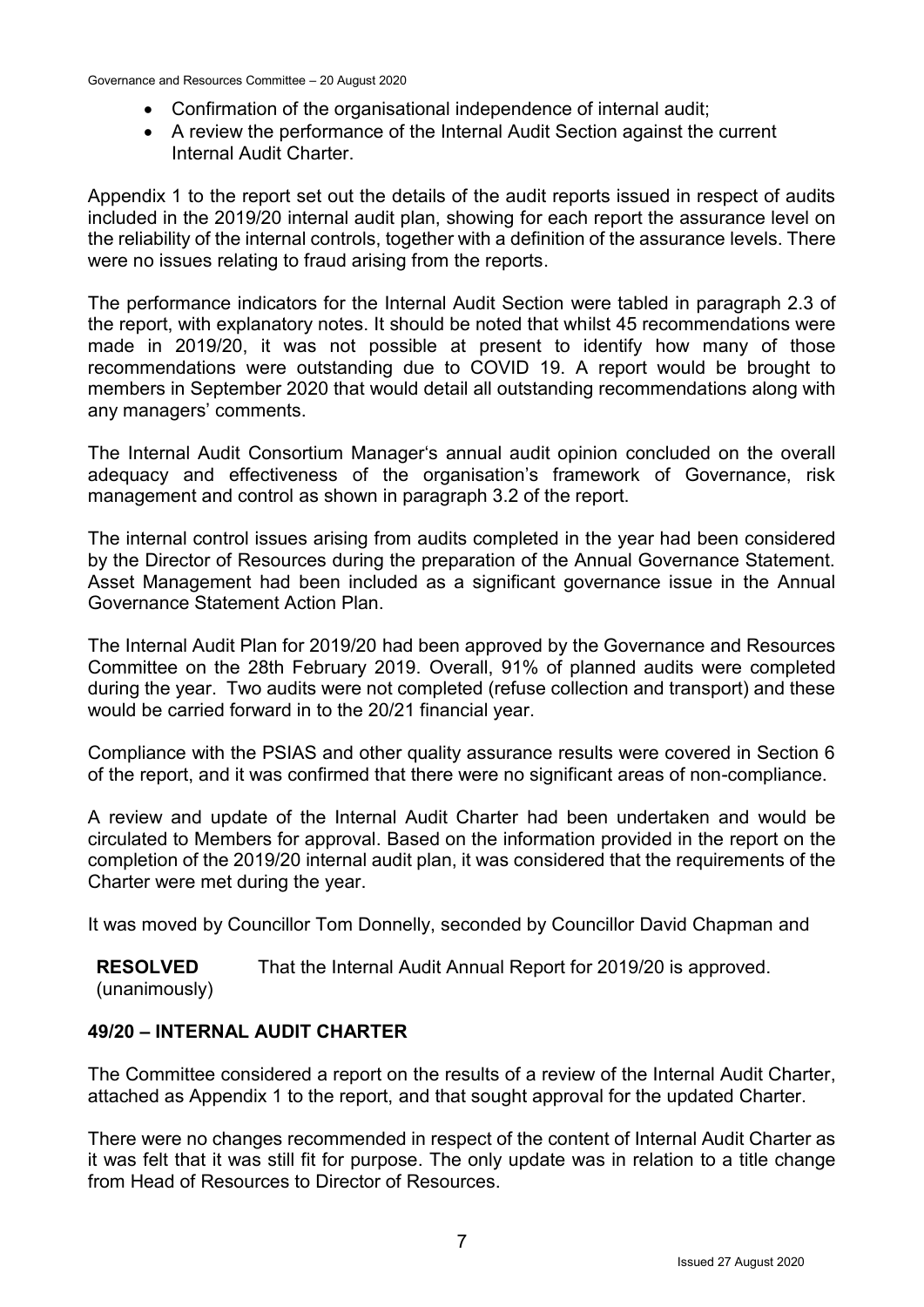- Confirmation of the organisational independence of internal audit;
- A review the performance of the Internal Audit Section against the current Internal Audit Charter.

Appendix 1 to the report set out the details of the audit reports issued in respect of audits included in the 2019/20 internal audit plan, showing for each report the assurance level on the reliability of the internal controls, together with a definition of the assurance levels. There were no issues relating to fraud arising from the reports.

The performance indicators for the Internal Audit Section were tabled in paragraph 2.3 of the report, with explanatory notes. It should be noted that whilst 45 recommendations were made in 2019/20, it was not possible at present to identify how many of those recommendations were outstanding due to COVID 19. A report would be brought to members in September 2020 that would detail all outstanding recommendations along with any managers' comments.

The Internal Audit Consortium Manager's annual audit opinion concluded on the overall adequacy and effectiveness of the organisation's framework of Governance, risk management and control as shown in paragraph 3.2 of the report.

The internal control issues arising from audits completed in the year had been considered by the Director of Resources during the preparation of the Annual Governance Statement. Asset Management had been included as a significant governance issue in the Annual Governance Statement Action Plan.

The Internal Audit Plan for 2019/20 had been approved by the Governance and Resources Committee on the 28th February 2019. Overall, 91% of planned audits were completed during the year. Two audits were not completed (refuse collection and transport) and these would be carried forward in to the 20/21 financial year.

Compliance with the PSIAS and other quality assurance results were covered in Section 6 of the report, and it was confirmed that there were no significant areas of non-compliance.

A review and update of the Internal Audit Charter had been undertaken and would be circulated to Members for approval. Based on the information provided in the report on the completion of the 2019/20 internal audit plan, it was considered that the requirements of the Charter were met during the year.

It was moved by Councillor Tom Donnelly, seconded by Councillor David Chapman and

**RESOLVED** (unanimously) That the Internal Audit Annual Report for 2019/20 is approved.

## 49/20 – INTERNAL AUDIT CHARTER

The Committee considered a report on the results of a review of the Internal Audit Charter, attached as Appendix 1 to the report, and that sought approval for the updated Charter.

There were no changes recommended in respect of the content of Internal Audit Charter as it was felt that it was still fit for purpose. The only update was in relation to a title change from Head of Resources to Director of Resources.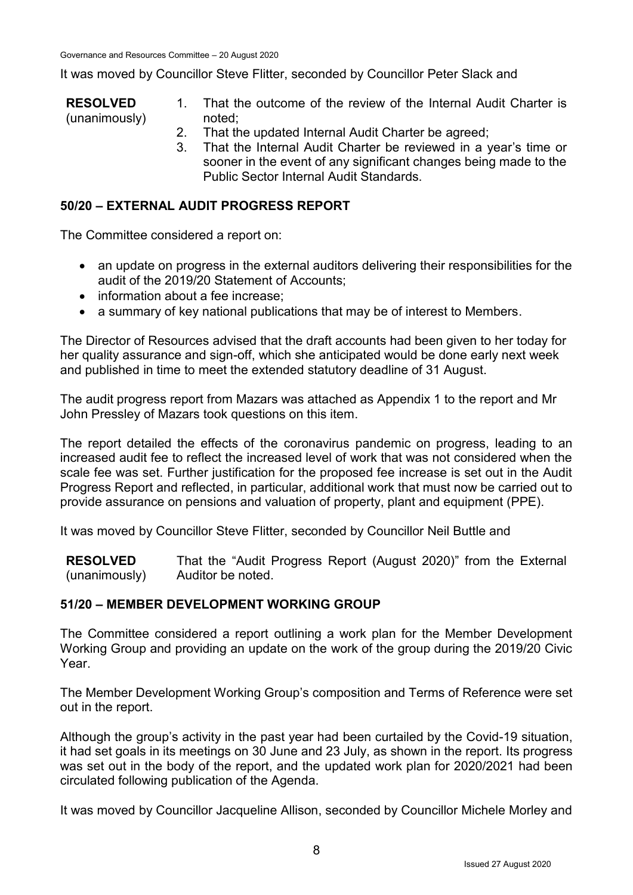It was moved by Councillor Steve Flitter, seconded by Councillor Peter Slack and

**RESOLVED** (unanimously)

1. That the outcome of the review of the Internal Audit Charter is noted;
2. That the updated Internal Audit Charter be agreed;
3. That the Internal Audit Charter be reviewed in a year's time or sooner in the event of any significant changes being made to the Public Sector Internal Audit Standards.

## 50/20 – EXTERNAL AUDIT PROGRESS REPORT

The Committee considered a report on:

- an update on progress in the external auditors delivering their responsibilities for the audit of the 2019/20 Statement of Accounts;
- information about a fee increase;
- a summary of key national publications that may be of interest to Members.

The Director of Resources advised that the draft accounts had been given to her today for her quality assurance and sign-off, which she anticipated would be done early next week and published in time to meet the extended statutory deadline of 31 August.

The audit progress report from Mazars was attached as Appendix 1 to the report and Mr John Pressley of Mazars took questions on this item.

The report detailed the effects of the coronavirus pandemic on progress, leading to an increased audit fee to reflect the increased level of work that was not considered when the scale fee was set. Further justification for the proposed fee increase is set out in the Audit Progress Report and reflected, in particular, additional work that must now be carried out to provide assurance on pensions and valuation of property, plant and equipment (PPE).

It was moved by Councillor Steve Flitter, seconded by Councillor Neil Buttle and

**RESOLVED** (unanimously) That the "Audit Progress Report (August 2020)" from the External Auditor be noted.

## 51/20 – MEMBER DEVELOPMENT WORKING GROUP

The Committee considered a report outlining a work plan for the Member Development Working Group and providing an update on the work of the group during the 2019/20 Civic Year.

The Member Development Working Group's composition and Terms of Reference were set out in the report.

Although the group's activity in the past year had been curtailed by the Covid-19 situation, it had set goals in its meetings on 30 June and 23 July, as shown in the report. Its progress was set out in the body of the report, and the updated work plan for 2020/2021 had been circulated following publication of the Agenda.

It was moved by Councillor Jacqueline Allison, seconded by Councillor Michele Morley and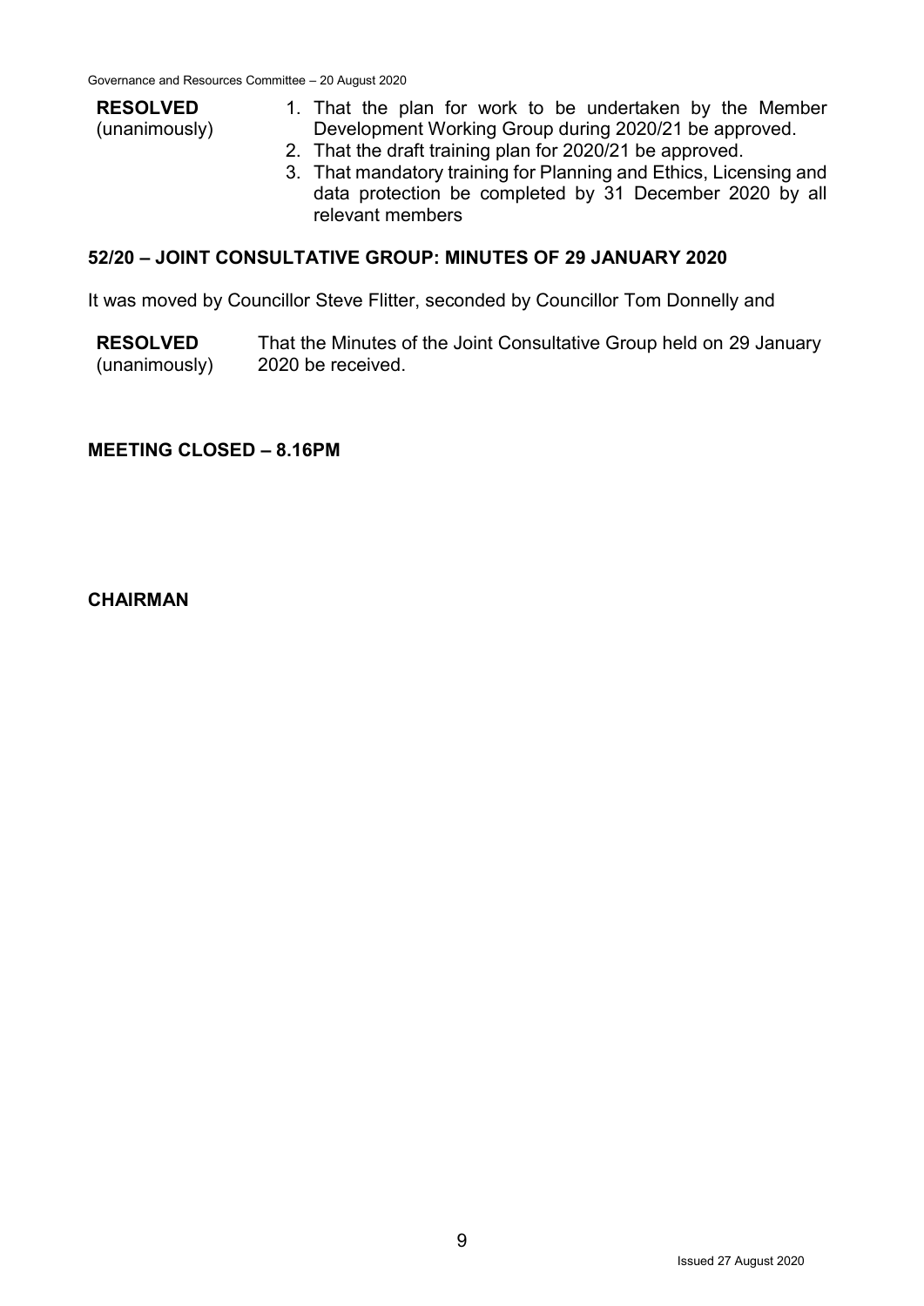**RESOLVED** (unanimously)

1. That the plan for work to be undertaken by the Member Development Working Group during 2020/21 be approved.
2. That the draft training plan for 2020/21 be approved.
3. That mandatory training for Planning and Ethics, Licensing and data protection be completed by 31 December 2020 by all relevant members

## 52/20 – JOINT CONSULTATIVE GROUP: MINUTES OF 29 JANUARY 2020

It was moved by Councillor Steve Flitter, seconded by Councillor Tom Donnelly and

**RESOLVED** (unanimously) That the Minutes of the Joint Consultative Group held on 29 January 2020 be received.

**MEETING CLOSED – 8.16PM**

**CHAIRMAN**

Issued 27 August 2020